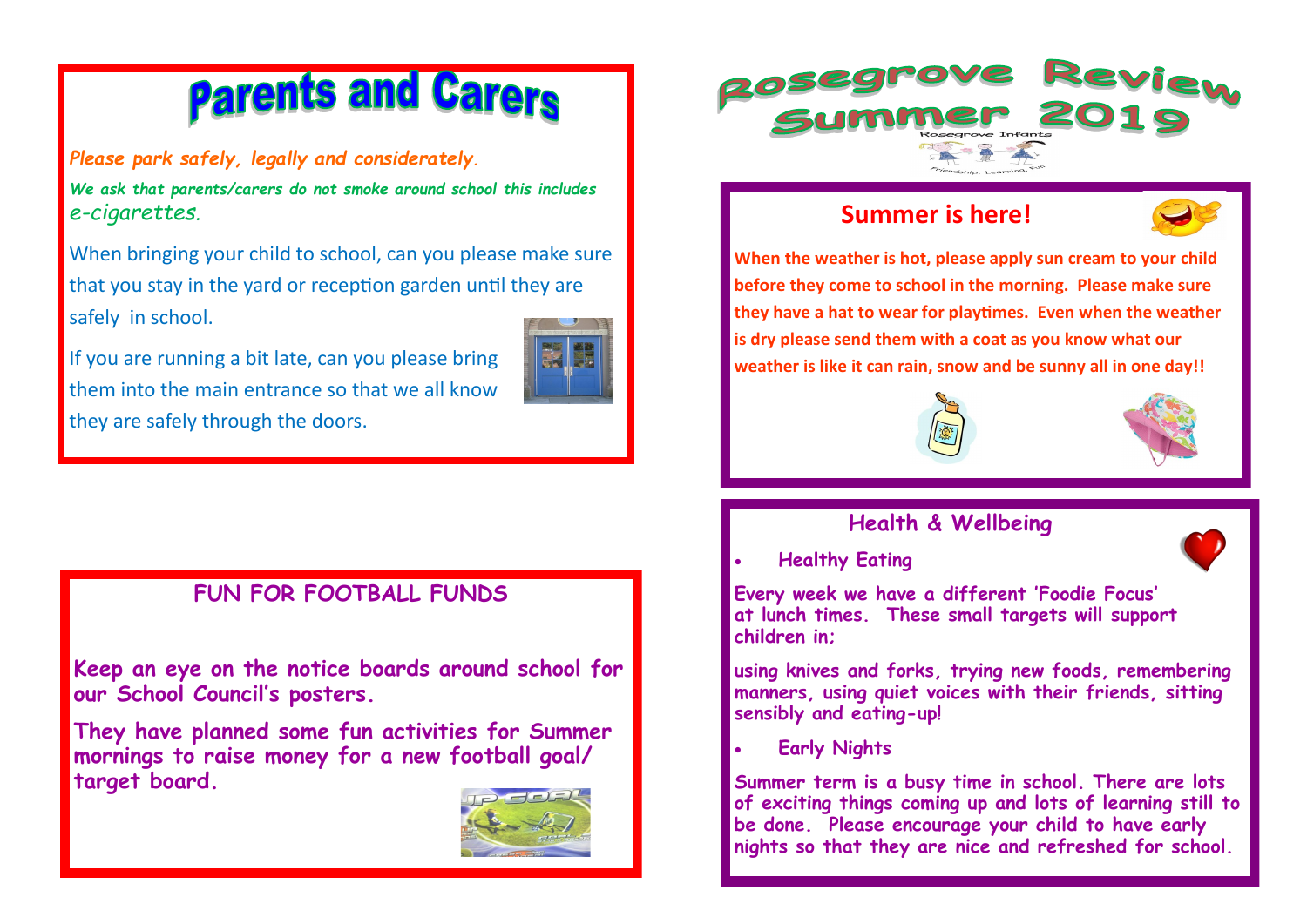# Rosegrove Review Summer 2019

Rosegrove Infants

Friendship. Learning. Fun

## Parents and Carers

*Please park safely, legally and considerately.*

*We ask that parents/carers do not smoke around school this includes e-cigarettes.*

When bringing your child to school, can you please make sure that you stay in the yard or reception garden until they are safely in school.

If you are running a bit late, can you please bring them into the main entrance so that we all know they are safely through the doors.

## FUN FOR FOOTBALL FUNDS

**Keep an eye on the notice boards around school for our School Council's posters.**

**They have planned some fun activities for Summer mornings to raise money for a new football goal/ target board.**

## Summer is here!

**When the weather is hot, please apply sun cream to your child before they come to school in the morning. Please make sure they have a hat to wear for playtimes. Even when the weather is dry please send them with a coat as you know what our weather is like it can rain, snow and be sunny all in one day!!**

## Health & Wellbeing

- **Healthy Eating**

**Every week we have a different 'Foodie Focus' at lunch times. These small targets will support children in;**

**using knives and forks, trying new foods, remembering manners, using quiet voices with their friends, sitting sensibly and eating-up!**

- **Early Nights**

**Summer term is a busy time in school. There are lots of exciting things coming up and lots of learning still to be done. Please encourage your child to have early nights so that they are nice and refreshed for school.**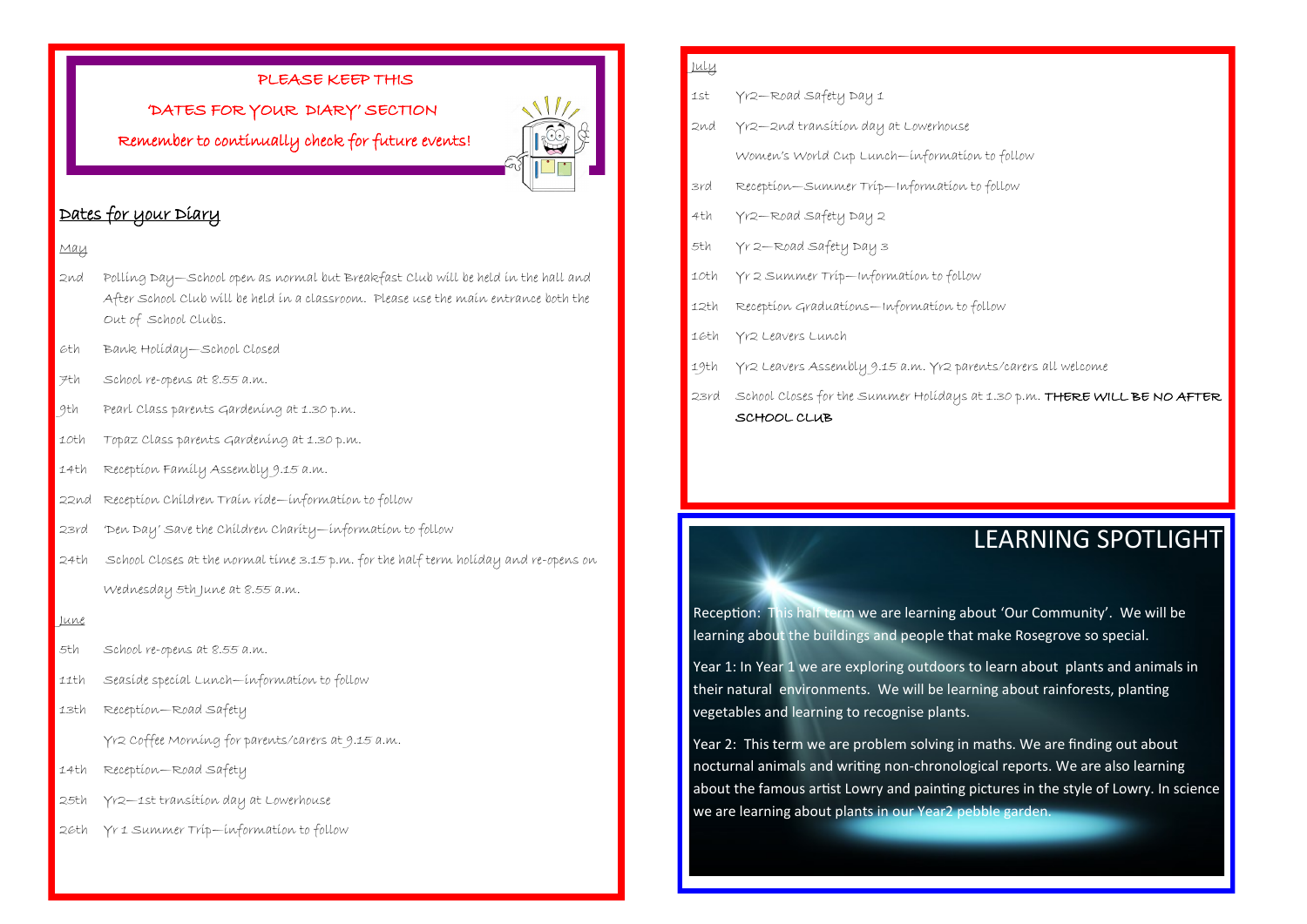PLEASE KEEP THIS

'DATES FOR YOUR DIARY' SECTION

Remember to continually check for future events!

## Dates for your Diary

### May

- 2nd Polling Day—School open as normal but Breakfast Club will be held in the hall and After School Club will be held in a classroom. Please use the main entrance both the Out of School Clubs.
- 6th Bank Holiday—School Closed
- 7th School re-opens at 8.55 a.m.
- 9th Pearl Class parents Gardening at 1.30 p.m.
- 10th Topaz Class parents Gardening at 1.30 p.m.
- 14th Reception Family Assembly 9.15 a.m.
- 22nd Reception Children Train ride—information to follow
- 23rd 'Den Day' Save the Children Charity—information to follow
- 24th School Closes at the normal time 3.15 p.m. for the half term holiday and re-opens on Wednesday 5th June at 8.55 a.m.

### June

- 5th School re-opens at 8.55 a.m.
- 11th Seaside special Lunch—information to follow
- 13th Reception—Road Safety
  Yr2 Coffee Morning for parents/carers at 9.15 a.m.
- 14th Reception—Road Safety
- 25th Yr2—1st transition day at Lowerhouse
- 26th Yr 1 Summer Trip—information to follow

### July

- 1st Yr2—Road Safety Day 1
- 2nd Yr2—2nd transition day at Lowerhouse
  Women's World Cup Lunch—information to follow
- 3rd Reception—Summer Trip—Information to follow
- 4th Yr2—Road Safety Day 2
- 5th Yr 2—Road Safety Day 3
- 10th Yr 2 Summer Trip—Information to follow
- 12th Reception Graduations—Information to follow
- 16th Yr2 Leavers Lunch
- 19th Yr2 Leavers Assembly 9.15 a.m. Yr2 parents/carers all welcome
- 23rd School Closes for the Summer Holidays at 1.30 p.m. **THERE WILL BE NO AFTER SCHOOL CLUB**

## LEARNING SPOTLIGHT

Reception: This half term we are learning about 'Our Community'. We will be learning about the buildings and people that make Rosegrove so special.

Year 1: In Year 1 we are exploring outdoors to learn about plants and animals in their natural environments. We will be learning about rainforests, planting vegetables and learning to recognise plants.

Year 2: This term we are problem solving in maths. We are finding out about nocturnal animals and writing non-chronological reports. We are also learning about the famous artist Lowry and painting pictures in the style of Lowry. In science we are learning about plants in our Year2 pebble garden.